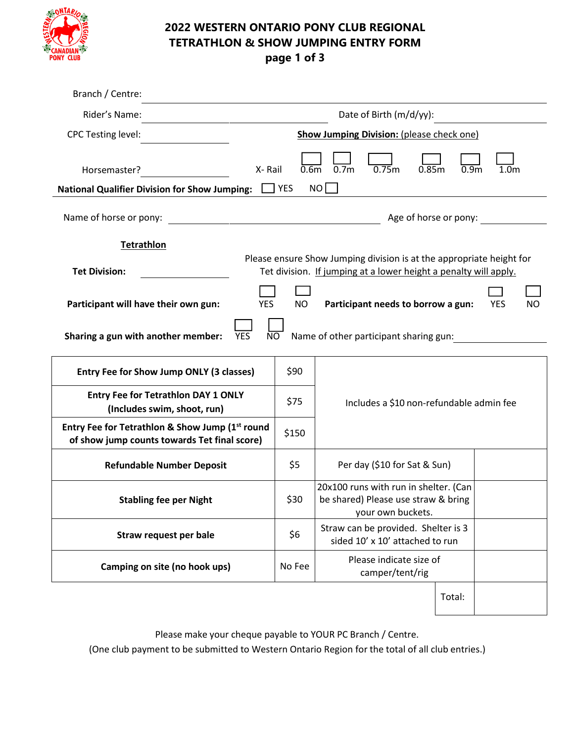# 2022 WESTERN ONTARIO PONY CLUB REGIONAL TETRATHLON & SHOW JUMPING ENTRY FORM

Branch / Centre: ______________________________

Rider's Name: ______________________ Date of Birth (m/d/yy): ____________

CPC Testing level: ____________

**Show Jumping Division:** (please check one)

Horsemaster? ____________ X- Rail ☐ 0.6m ☐ 0.7m ☐ 0.75m ☐ 0.85m ☐ 0.9m ☐ 1.0m

**National Qualifier Division for Show Jumping:** ☐ YES NO ☐

Name of horse or pony: ______________________ Age of horse or pony: ____________

**Tetrathlon**

**Tet Division:** ____________

Please ensure Show Jumping division is at the appropriate height for Tet division. If jumping at a lower height a penalty will apply.

**Participant will have their own gun:** ☐ YES ☐ NO **Participant needs to borrow a gun:** ☐ YES ☐ NO

**Sharing a gun with another member:** ☐ YES ☐ NO Name of other participant sharing gun: ____________

| | | | |
|---|---|---|---|
| **Entry Fee for Show Jump ONLY (3 classes)** | $90 | Includes a $10 non-refundable admin fee | |
| **Entry Fee for Tetrathlon DAY 1 ONLY (Includes swim, shoot, run)** | $75 | | |
| **Entry Fee for Tetrathlon & Show Jump (1st round of show jump counts towards Tet final score)** | $150 | | |
| **Refundable Number Deposit** | $5 | Per day ($10 for Sat & Sun) | |
| **Stabling fee per Night** | $30 | 20x100 runs with run in shelter. (Can be shared) Please use straw & bring your own buckets. | |
| **Straw request per bale** | $6 | Straw can be provided. Shelter is 3 sided 10' x 10' attached to run | |
| **Camping on site (no hook ups)** | No Fee | Please indicate size of camper/tent/rig | |
| | | Total: | |

Please make your cheque payable to YOUR PC Branch / Centre.
(One club payment to be submitted to Western Ontario Region for the total of all club entries.)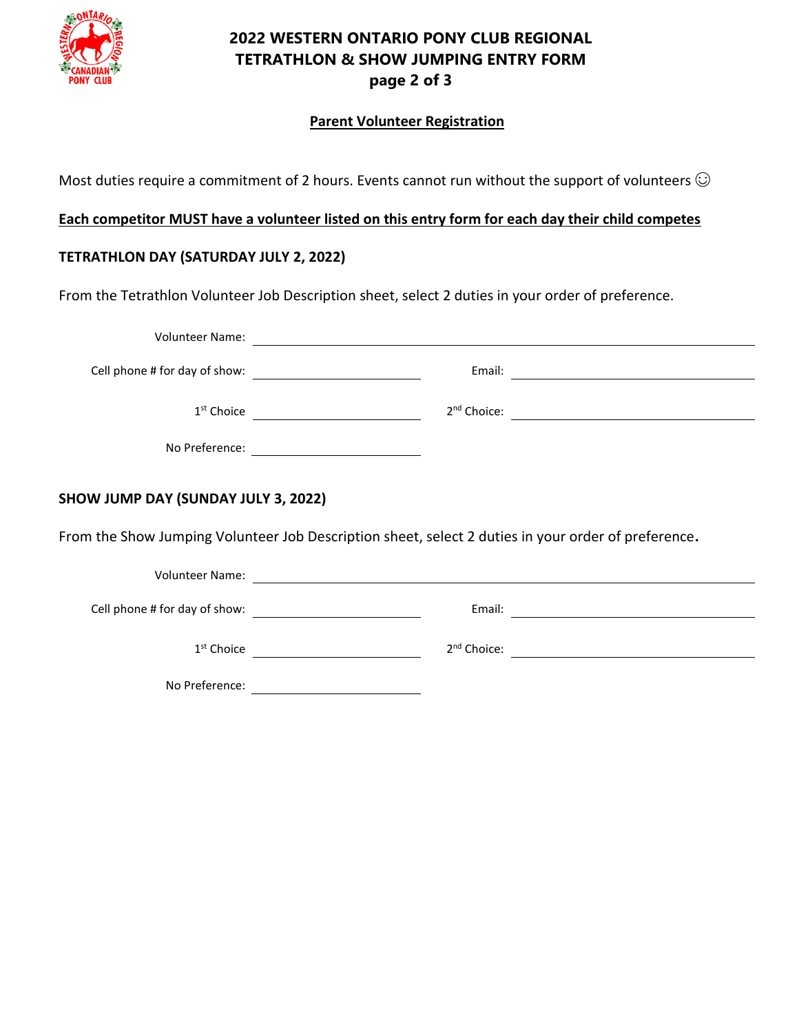# 2022 WESTERN ONTARIO PONY CLUB REGIONAL TETRATHLON & SHOW JUMPING ENTRY FORM page 2 of 3

## Parent Volunteer Registration

Most duties require a commitment of 2 hours. Events cannot run without the support of volunteers ☺

**Each competitor MUST have a volunteer listed on this entry form for each day their child competes**

### TETRATHLON DAY (SATURDAY JULY 2, 2022)

From the Tetrathlon Volunteer Job Description sheet, select 2 duties in your order of preference.

Volunteer Name: ______________________________

Cell phone # for day of show: ____________________ Email: ____________________

1st Choice ____________________ 2nd Choice: ____________________

No Preference: ____________________

### SHOW JUMP DAY (SUNDAY JULY 3, 2022)

From the Show Jumping Volunteer Job Description sheet, select 2 duties in your order of preference.

Volunteer Name: ______________________________

Cell phone # for day of show: ____________________ Email: ____________________

1st Choice ____________________ 2nd Choice: ____________________

No Preference: ____________________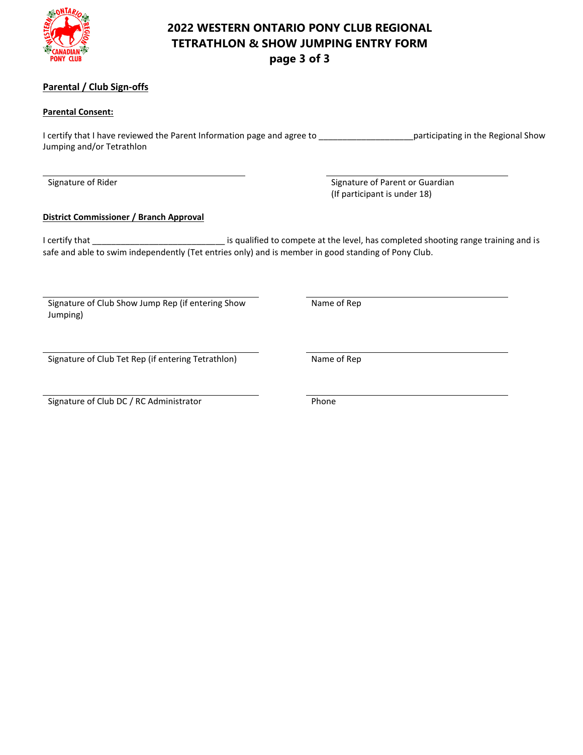# 2022 WESTERN ONTARIO PONY CLUB REGIONAL TETRATHLON & SHOW JUMPING ENTRY FORM
## page 3 of 3

**Parental / Club Sign-offs**

**Parental Consent:**

I certify that I have reviewed the Parent Information page and agree to ____________________participating in the Regional Show Jumping and/or Tetrathlon

______________________________ Signature of Rider

______________________________ Signature of Parent or Guardian (If participant is under 18)

**District Commissioner / Branch Approval**

I certify that ____________________________ is qualified to compete at the level, has completed shooting range training and is safe and able to swim independently (Tet entries only) and is member in good standing of Pony Club.

______________________________ Signature of Club Show Jump Rep (if entering Show Jumping)

______________________________ Name of Rep

______________________________ Signature of Club Tet Rep (if entering Tetrathlon)

______________________________ Name of Rep

______________________________ Signature of Club DC / RC Administrator

______________________________ Phone